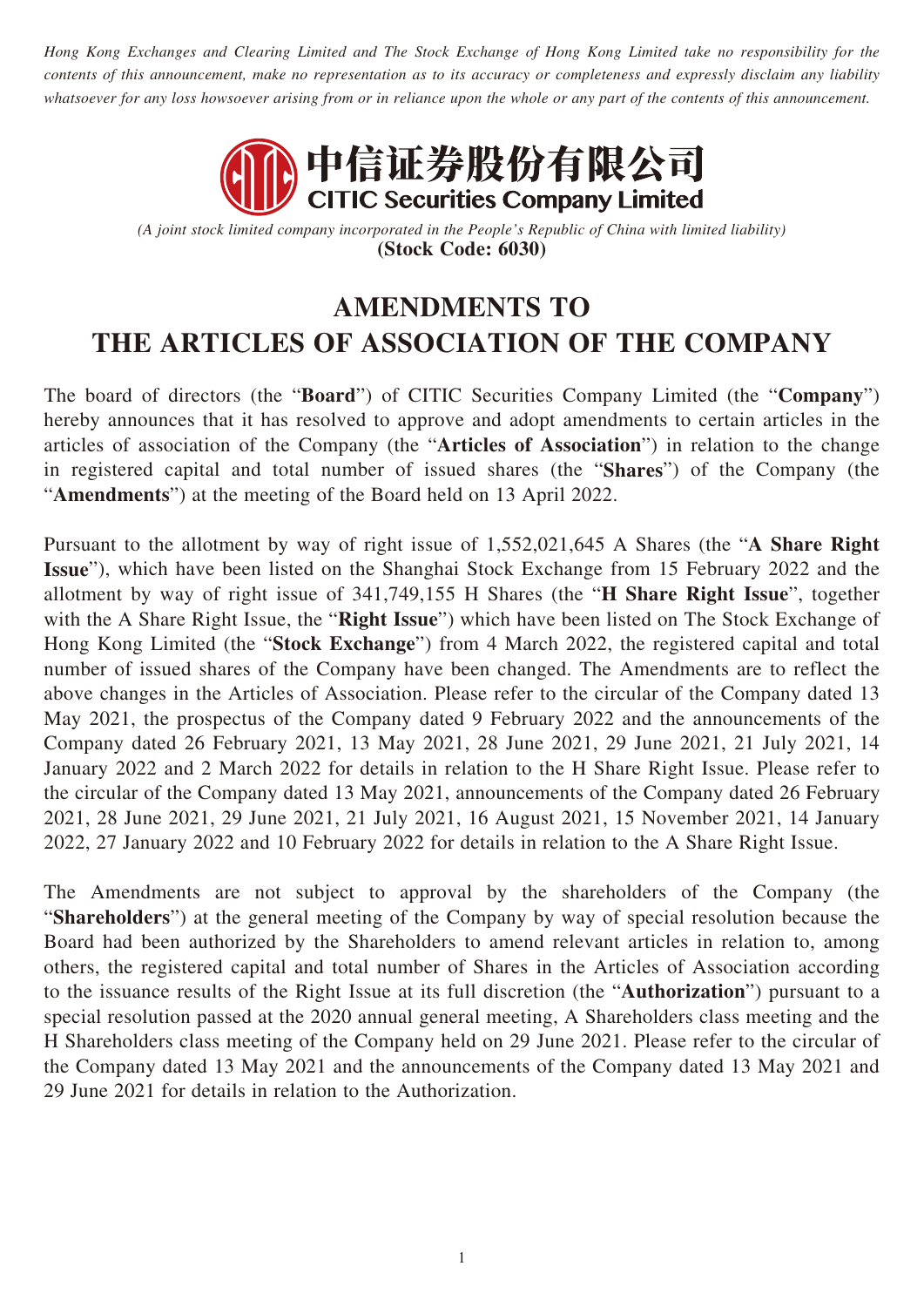*Hong Kong Exchanges and Clearing Limited and The Stock Exchange of Hong Kong Limited take no responsibility for the contents of this announcement, make no representation as to its accuracy or completeness and expressly disclaim any liability whatsoever for any loss howsoever arising from or in reliance upon the whole or any part of the contents of this announcement.*

中信证券股份有限公司
**CITIC Securities Company Limited**

*(A joint stock limited company incorporated in the People's Republic of China with limited liability)*
**(Stock Code: 6030)**

# AMENDMENTS TO THE ARTICLES OF ASSOCIATION OF THE COMPANY

The board of directors (the "**Board**") of CITIC Securities Company Limited (the "**Company**") hereby announces that it has resolved to approve and adopt amendments to certain articles in the articles of association of the Company (the "**Articles of Association**") in relation to the change in registered capital and total number of issued shares (the "**Shares**") of the Company (the "**Amendments**") at the meeting of the Board held on 13 April 2022.

Pursuant to the allotment by way of right issue of 1,552,021,645 A Shares (the "**A Share Right Issue**"), which have been listed on the Shanghai Stock Exchange from 15 February 2022 and the allotment by way of right issue of 341,749,155 H Shares (the "**H Share Right Issue**", together with the A Share Right Issue, the "**Right Issue**") which have been listed on The Stock Exchange of Hong Kong Limited (the "**Stock Exchange**") from 4 March 2022, the registered capital and total number of issued shares of the Company have been changed. The Amendments are to reflect the above changes in the Articles of Association. Please refer to the circular of the Company dated 13 May 2021, the prospectus of the Company dated 9 February 2022 and the announcements of the Company dated 26 February 2021, 13 May 2021, 28 June 2021, 29 June 2021, 21 July 2021, 14 January 2022 and 2 March 2022 for details in relation to the H Share Right Issue. Please refer to the circular of the Company dated 13 May 2021, announcements of the Company dated 26 February 2021, 28 June 2021, 29 June 2021, 21 July 2021, 16 August 2021, 15 November 2021, 14 January 2022, 27 January 2022 and 10 February 2022 for details in relation to the A Share Right Issue.

The Amendments are not subject to approval by the shareholders of the Company (the "**Shareholders**") at the general meeting of the Company by way of special resolution because the Board had been authorized by the Shareholders to amend relevant articles in relation to, among others, the registered capital and total number of Shares in the Articles of Association according to the issuance results of the Right Issue at its full discretion (the "**Authorization**") pursuant to a special resolution passed at the 2020 annual general meeting, A Shareholders class meeting and the H Shareholders class meeting of the Company held on 29 June 2021. Please refer to the circular of the Company dated 13 May 2021 and the announcements of the Company dated 13 May 2021 and 29 June 2021 for details in relation to the Authorization.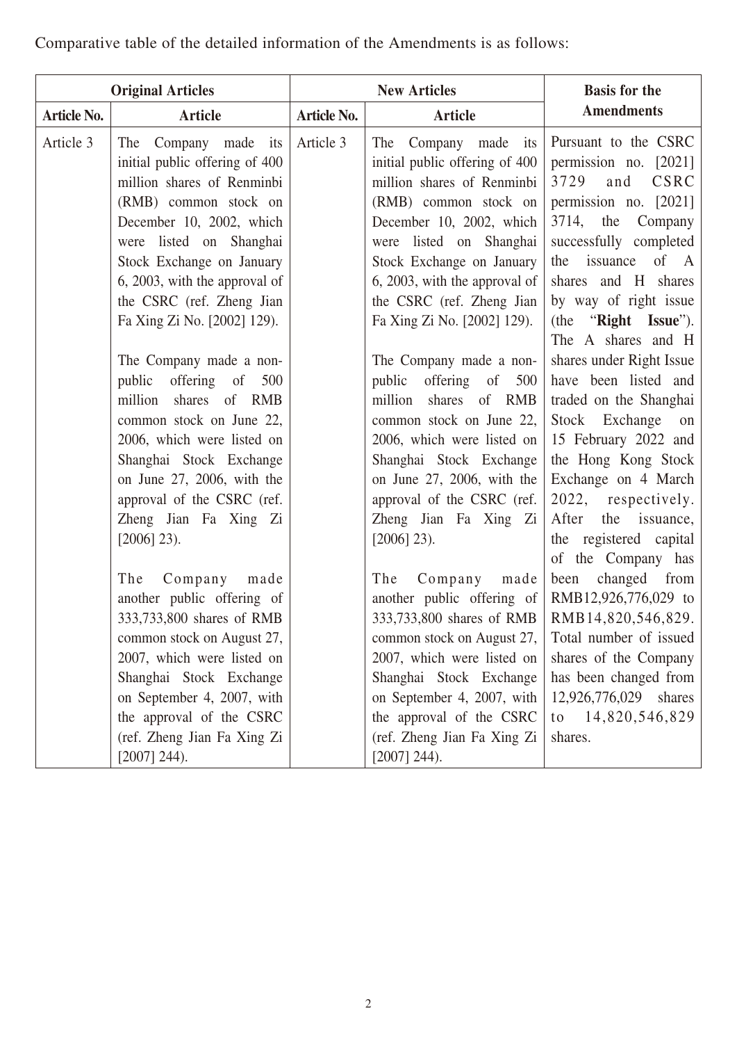Comparative table of the detailed information of the Amendments is as follows:

| Original Articles | | New Articles | | Basis for the Amendments |
|---|---|---|---|---|
| **Article No.** | **Article** | **Article No.** | **Article** | |
| Article 3 | The Company made its initial public offering of 400 million shares of Renminbi (RMB) common stock on December 10, 2002, which were listed on Shanghai Stock Exchange on January 6, 2003, with the approval of the CSRC (ref. Zheng Jian Fa Xing Zi No. [2002] 129).<br><br>The Company made a non-public offering of 500 million shares of RMB common stock on June 22, 2006, which were listed on Shanghai Stock Exchange on June 27, 2006, with the approval of the CSRC (ref. Zheng Jian Fa Xing Zi [2006] 23).<br><br>The Company made another public offering of 333,733,800 shares of RMB common stock on August 27, 2007, which were listed on Shanghai Stock Exchange on September 4, 2007, with the approval of the CSRC (ref. Zheng Jian Fa Xing Zi [2007] 244). | Article 3 | The Company made its initial public offering of 400 million shares of Renminbi (RMB) common stock on December 10, 2002, which were listed on Shanghai Stock Exchange on January 6, 2003, with the approval of the CSRC (ref. Zheng Jian Fa Xing Zi No. [2002] 129).<br><br>The Company made a non-public offering of 500 million shares of RMB common stock on June 22, 2006, which were listed on Shanghai Stock Exchange on June 27, 2006, with the approval of the CSRC (ref. Zheng Jian Fa Xing Zi [2006] 23).<br><br>The Company made another public offering of 333,733,800 shares of RMB common stock on August 27, 2007, which were listed on Shanghai Stock Exchange on September 4, 2007, with the approval of the CSRC (ref. Zheng Jian Fa Xing Zi [2007] 244). | Pursuant to the CSRC permission no. [2021] 3729 and CSRC permission no. [2021] 3714, the Company successfully completed the issuance of A shares and H shares by way of right issue (the "**Right Issue**"). The A shares and H shares under Right Issue have been listed and traded on the Shanghai Stock Exchange on 15 February 2022 and the Hong Kong Stock Exchange on 4 March 2022, respectively. After the issuance, the registered capital of the Company has been changed from RMB12,926,776,029 to RMB14,820,546,829. Total number of issued shares of the Company has been changed from 12,926,776,029 shares to 14,820,546,829 shares. |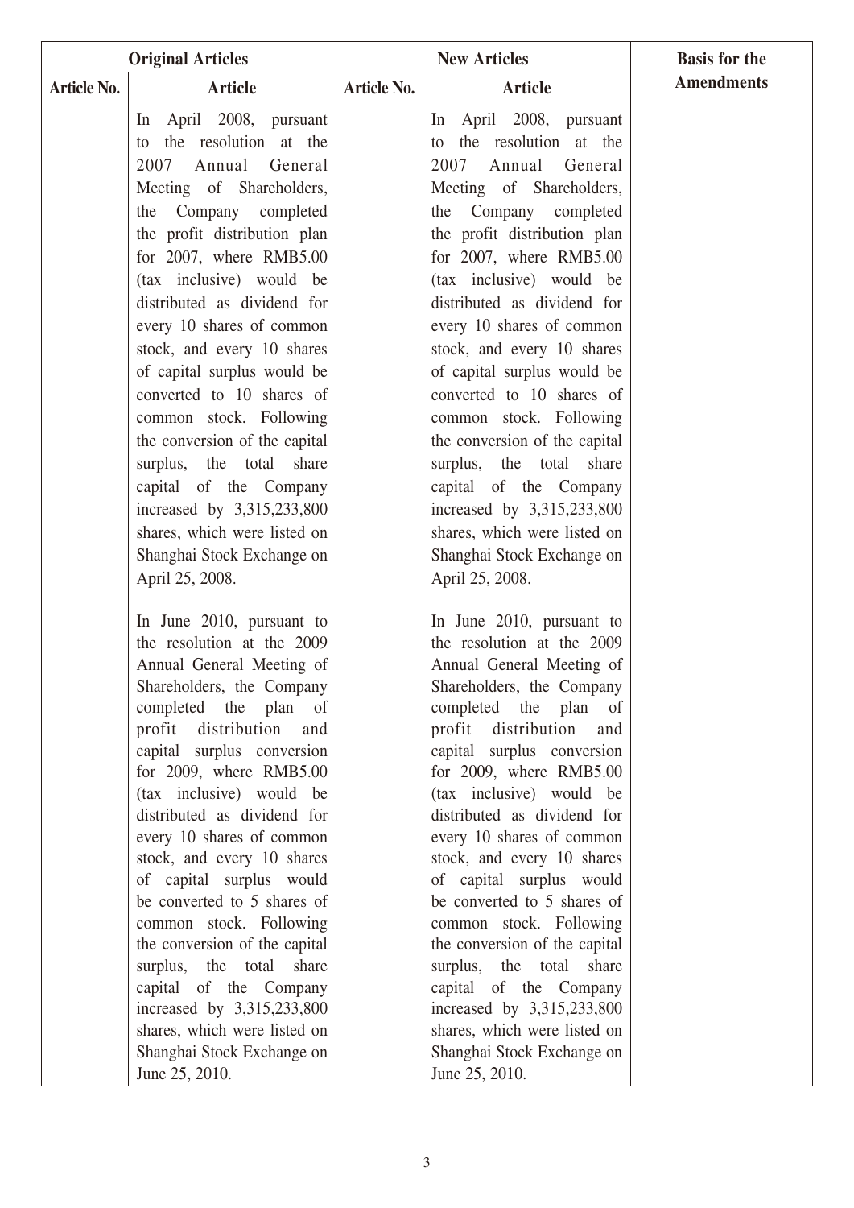| Original Articles | | New Articles | | Basis for the Amendments |
|---|---|---|---|---|
| Article No. | Article | Article No. | Article | |
| | In April 2008, pursuant to the resolution at the 2007 Annual General Meeting of Shareholders, the Company completed the profit distribution plan for 2007, where RMB5.00 (tax inclusive) would be distributed as dividend for every 10 shares of common stock, and every 10 shares of capital surplus would be converted to 10 shares of common stock. Following the conversion of the capital surplus, the total share capital of the Company increased by 3,315,233,800 shares, which were listed on Shanghai Stock Exchange on April 25, 2008.<br><br>In June 2010, pursuant to the resolution at the 2009 Annual General Meeting of Shareholders, the Company completed the plan of profit distribution and capital surplus conversion for 2009, where RMB5.00 (tax inclusive) would be distributed as dividend for every 10 shares of common stock, and every 10 shares of capital surplus would be converted to 5 shares of common stock. Following the conversion of the capital surplus, the total share capital of the Company increased by 3,315,233,800 shares, which were listed on Shanghai Stock Exchange on June 25, 2010. | | In April 2008, pursuant to the resolution at the 2007 Annual General Meeting of Shareholders, the Company completed the profit distribution plan for 2007, where RMB5.00 (tax inclusive) would be distributed as dividend for every 10 shares of common stock, and every 10 shares of capital surplus would be converted to 10 shares of common stock. Following the conversion of the capital surplus, the total share capital of the Company increased by 3,315,233,800 shares, which were listed on Shanghai Stock Exchange on April 25, 2008.<br><br>In June 2010, pursuant to the resolution at the 2009 Annual General Meeting of Shareholders, the Company completed the plan of profit distribution and capital surplus conversion for 2009, where RMB5.00 (tax inclusive) would be distributed as dividend for every 10 shares of common stock, and every 10 shares of capital surplus would be converted to 5 shares of common stock. Following the conversion of the capital surplus, the total share capital of the Company increased by 3,315,233,800 shares, which were listed on Shanghai Stock Exchange on June 25, 2010. | |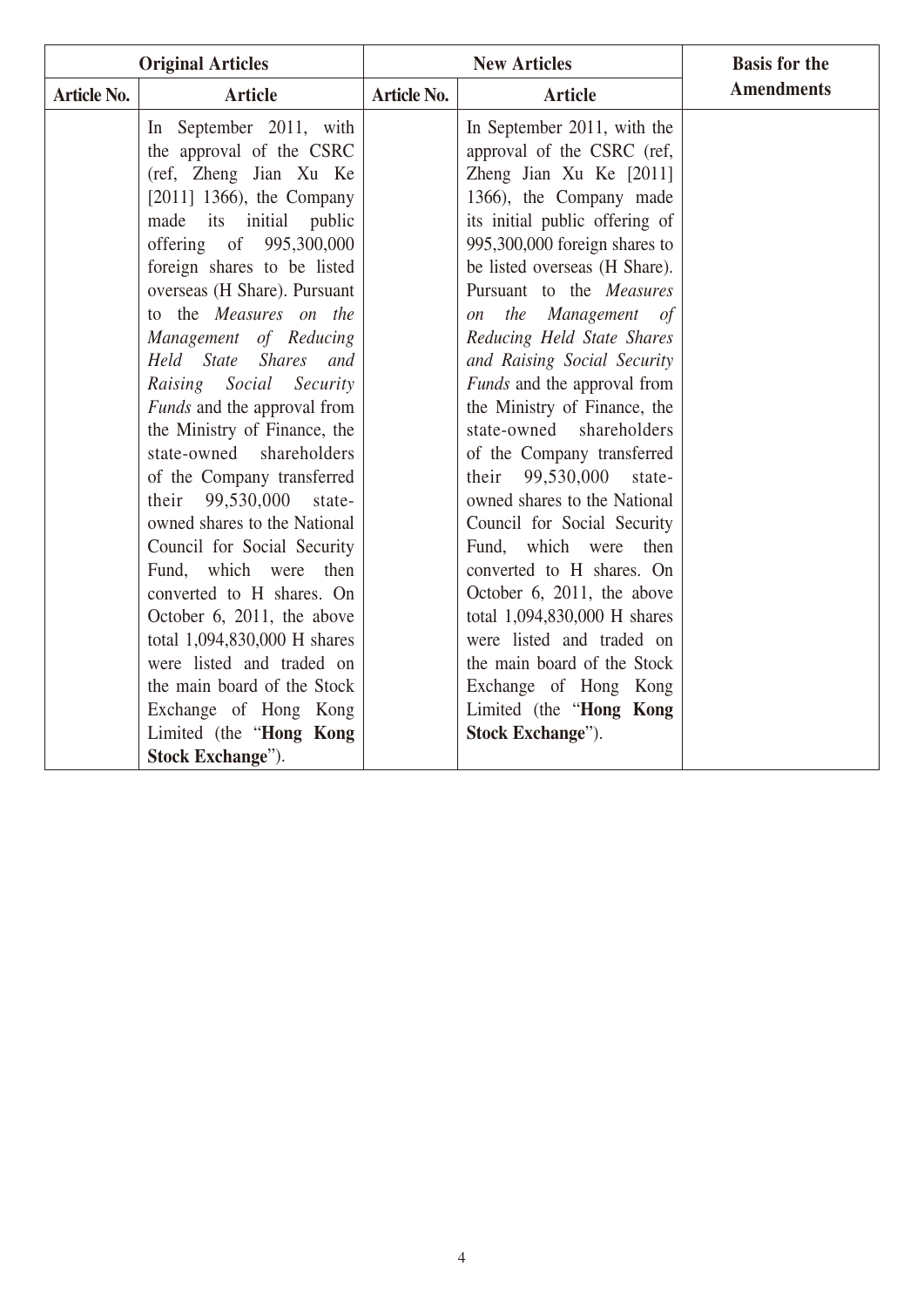| Original Articles | | New Articles | | Basis for the Amendments |
|---|---|---|---|---|
| Article No. | Article | Article No. | Article | |
| | In September 2011, with the approval of the CSRC (ref, Zheng Jian Xu Ke [2011] 1366), the Company made its initial public offering of 995,300,000 foreign shares to be listed overseas (H Share). Pursuant to the *Measures on the Management of Reducing Held State Shares and Raising Social Security Funds* and the approval from the Ministry of Finance, the state-owned shareholders of the Company transferred their 99,530,000 state-owned shares to the National Council for Social Security Fund, which were then converted to H shares. On October 6, 2011, the above total 1,094,830,000 H shares were listed and traded on the main board of the Stock Exchange of Hong Kong Limited (the "**Hong Kong Stock Exchange**"). | | In September 2011, with the approval of the CSRC (ref, Zheng Jian Xu Ke [2011] 1366), the Company made its initial public offering of 995,300,000 foreign shares to be listed overseas (H Share). Pursuant to the *Measures on the Management of Reducing Held State Shares and Raising Social Security Funds* and the approval from the Ministry of Finance, the state-owned shareholders of the Company transferred their 99,530,000 state-owned shares to the National Council for Social Security Fund, which were then converted to H shares. On October 6, 2011, the above total 1,094,830,000 H shares were listed and traded on the main board of the Stock Exchange of Hong Kong Limited (the "**Hong Kong Stock Exchange**"). | |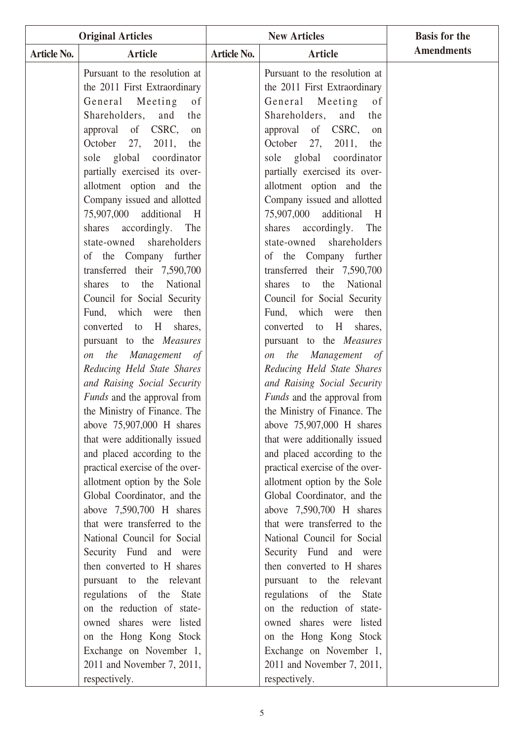| Original Articles | | New Articles | | Basis for the Amendments |
|---|---|---|---|---|
| Article No. | Article | Article No. | Article | |
| | Pursuant to the resolution at the 2011 First Extraordinary General Meeting of Shareholders, and the approval of CSRC, on October 27, 2011, the sole global coordinator partially exercised its over-allotment option and the Company issued and allotted 75,907,000 additional H shares accordingly. The state-owned shareholders of the Company further transferred their 7,590,700 shares to the National Council for Social Security Fund, which were then converted to H shares, pursuant to the *Measures on the Management of Reducing Held State Shares and Raising Social Security Funds* and the approval from the Ministry of Finance. The above 75,907,000 H shares that were additionally issued and placed according to the practical exercise of the over-allotment option by the Sole Global Coordinator, and the above 7,590,700 H shares that were transferred to the National Council for Social Security Fund and were then converted to H shares pursuant to the relevant regulations of the State on the reduction of state-owned shares were listed on the Hong Kong Stock Exchange on November 1, 2011 and November 7, 2011, respectively. | | Pursuant to the resolution at the 2011 First Extraordinary General Meeting of Shareholders, and the approval of CSRC, on October 27, 2011, the sole global coordinator partially exercised its over-allotment option and the Company issued and allotted 75,907,000 additional H shares accordingly. The state-owned shareholders of the Company further transferred their 7,590,700 shares to the National Council for Social Security Fund, which were then converted to H shares, pursuant to the *Measures on the Management of Reducing Held State Shares and Raising Social Security Funds* and the approval from the Ministry of Finance. The above 75,907,000 H shares that were additionally issued and placed according to the practical exercise of the over-allotment option by the Sole Global Coordinator, and the above 7,590,700 H shares that were transferred to the National Council for Social Security Fund and were then converted to H shares pursuant to the relevant regulations of the State on the reduction of state-owned shares were listed on the Hong Kong Stock Exchange on November 1, 2011 and November 7, 2011, respectively. | |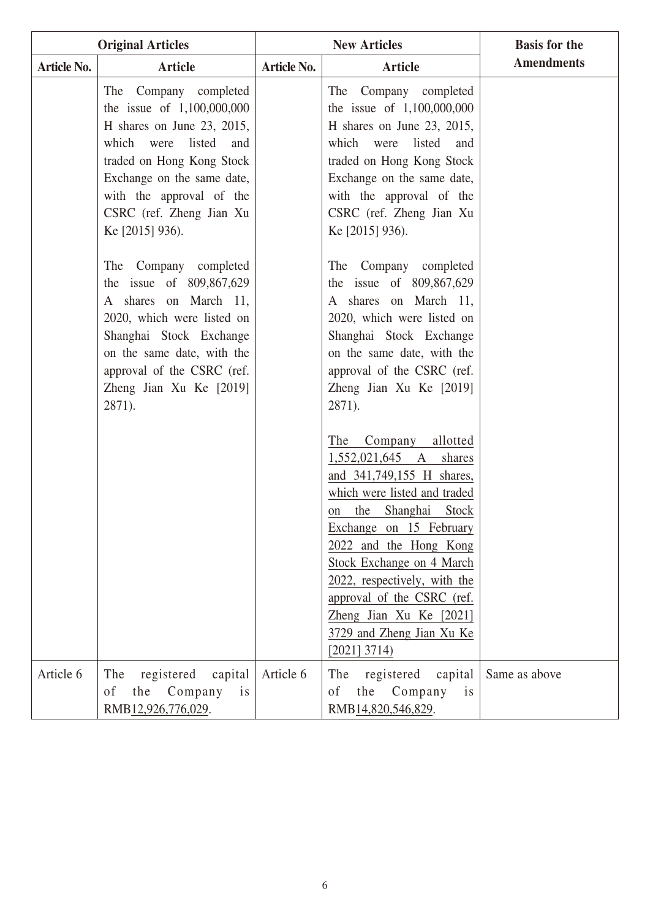| Original Articles | | New Articles | | Basis for the Amendments |
|---|---|---|---|---|
| Article No. | Article | Article No. | Article | |
| | The Company completed the issue of 1,100,000,000 H shares on June 23, 2015, which were listed and traded on Hong Kong Stock Exchange on the same date, with the approval of the CSRC (ref. Zheng Jian Xu Ke [2015] 936).<br><br>The Company completed the issue of 809,867,629 A shares on March 11, 2020, which were listed on Shanghai Stock Exchange on the same date, with the approval of the CSRC (ref. Zheng Jian Xu Ke [2019] 2871). | | The Company completed the issue of 1,100,000,000 H shares on June 23, 2015, which were listed and traded on Hong Kong Stock Exchange on the same date, with the approval of the CSRC (ref. Zheng Jian Xu Ke [2015] 936).<br><br>The Company completed the issue of 809,867,629 A shares on March 11, 2020, which were listed on Shanghai Stock Exchange on the same date, with the approval of the CSRC (ref. Zheng Jian Xu Ke [2019] 2871).<br><br><u>The Company allotted 1,552,021,645 A shares and 341,749,155 H shares, which were listed and traded on the Shanghai Stock Exchange on 15 February 2022 and the Hong Kong Stock Exchange on 4 March 2022, respectively, with the approval of the CSRC (ref. Zheng Jian Xu Ke [2021] 3729 and Zheng Jian Xu Ke [2021] 3714)</u> | |
| Article 6 | The registered capital of the Company is RMB<u>12,926,776,029</u>. | Article 6 | The registered capital of the Company is RMB<u>14,820,546,829</u>. | Same as above |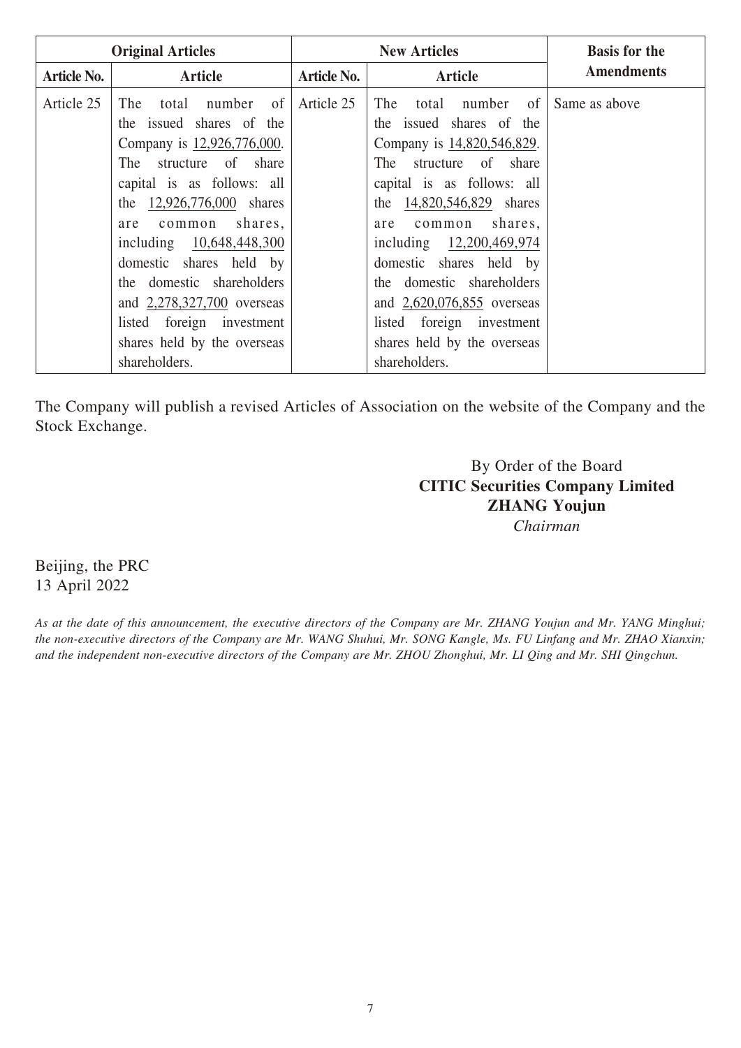| Original Articles | | New Articles | | Basis for the Amendments |
|---|---|---|---|---|
| **Article No.** | **Article** | **Article No.** | **Article** | |
| Article 25 | The total number of the issued shares of the Company is 12,926,776,000. The structure of share capital is as follows: all the 12,926,776,000 shares are common shares, including 10,648,448,300 domestic shares held by the domestic shareholders and 2,278,327,700 overseas listed foreign investment shares held by the overseas shareholders. | Article 25 | The total number of the issued shares of the Company is 14,820,546,829. The structure of share capital is as follows: all the 14,820,546,829 shares are common shares, including 12,200,469,974 domestic shares held by the domestic shareholders and 2,620,076,855 overseas listed foreign investment shares held by the overseas shareholders. | Same as above |

The Company will publish a revised Articles of Association on the website of the Company and the Stock Exchange.

By Order of the Board
**CITIC Securities Company Limited**
**ZHANG Youjun**
*Chairman*

Beijing, the PRC
13 April 2022

*As at the date of this announcement, the executive directors of the Company are Mr. ZHANG Youjun and Mr. YANG Minghui; the non-executive directors of the Company are Mr. WANG Shuhui, Mr. SONG Kangle, Ms. FU Linfang and Mr. ZHAO Xianxin; and the independent non-executive directors of the Company are Mr. ZHOU Zhonghui, Mr. LI Qing and Mr. SHI Qingchun.*